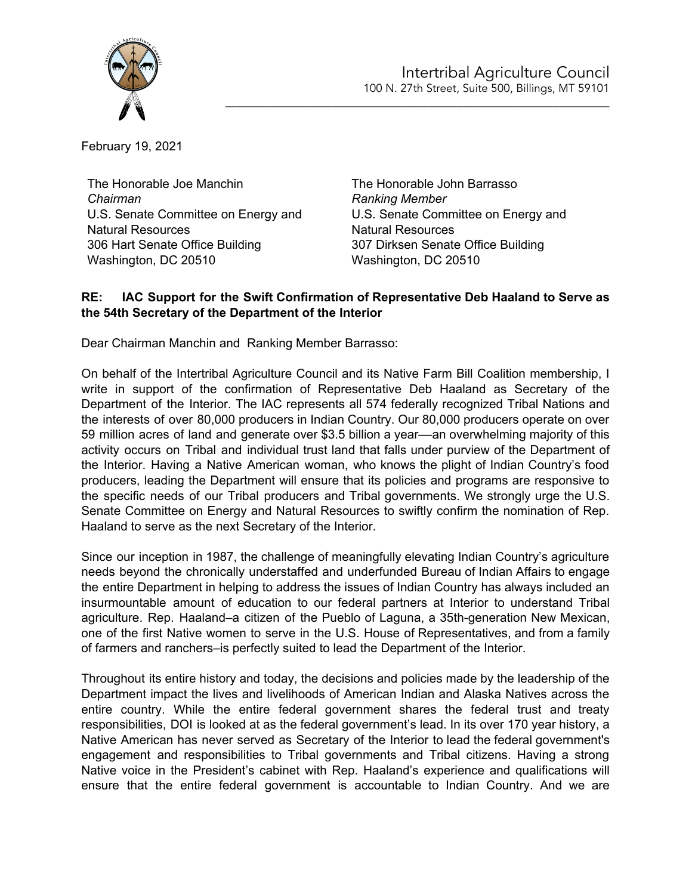Intertribal Agriculture Council
100 N. 27th Street, Suite 500, Billings, MT 59101

February 19, 2021

The Honorable Joe Manchin
*Chairman*
U.S. Senate Committee on Energy and Natural Resources
306 Hart Senate Office Building
Washington, DC 20510

The Honorable John Barrasso
*Ranking Member*
U.S. Senate Committee on Energy and Natural Resources
307 Dirksen Senate Office Building
Washington, DC 20510

**RE: IAC Support for the Swift Confirmation of Representative Deb Haaland to Serve as the 54th Secretary of the Department of the Interior**

Dear Chairman Manchin and Ranking Member Barrasso:

On behalf of the Intertribal Agriculture Council and its Native Farm Bill Coalition membership, I write in support of the confirmation of Representative Deb Haaland as Secretary of the Department of the Interior. The IAC represents all 574 federally recognized Tribal Nations and the interests of over 80,000 producers in Indian Country. Our 80,000 producers operate on over 59 million acres of land and generate over $3.5 billion a year—an overwhelming majority of this activity occurs on Tribal and individual trust land that falls under purview of the Department of the Interior. Having a Native American woman, who knows the plight of Indian Country's food producers, leading the Department will ensure that its policies and programs are responsive to the specific needs of our Tribal producers and Tribal governments. We strongly urge the U.S. Senate Committee on Energy and Natural Resources to swiftly confirm the nomination of Rep. Haaland to serve as the next Secretary of the Interior.

Since our inception in 1987, the challenge of meaningfully elevating Indian Country's agriculture needs beyond the chronically understaffed and underfunded Bureau of Indian Affairs to engage the entire Department in helping to address the issues of Indian Country has always included an insurmountable amount of education to our federal partners at Interior to understand Tribal agriculture. Rep. Haaland–a citizen of the Pueblo of Laguna, a 35th-generation New Mexican, one of the first Native women to serve in the U.S. House of Representatives, and from a family of farmers and ranchers–is perfectly suited to lead the Department of the Interior.

Throughout its entire history and today, the decisions and policies made by the leadership of the Department impact the lives and livelihoods of American Indian and Alaska Natives across the entire country. While the entire federal government shares the federal trust and treaty responsibilities, DOI is looked at as the federal government's lead. In its over 170 year history, a Native American has never served as Secretary of the Interior to lead the federal government's engagement and responsibilities to Tribal governments and Tribal citizens. Having a strong Native voice in the President's cabinet with Rep. Haaland's experience and qualifications will ensure that the entire federal government is accountable to Indian Country. And we are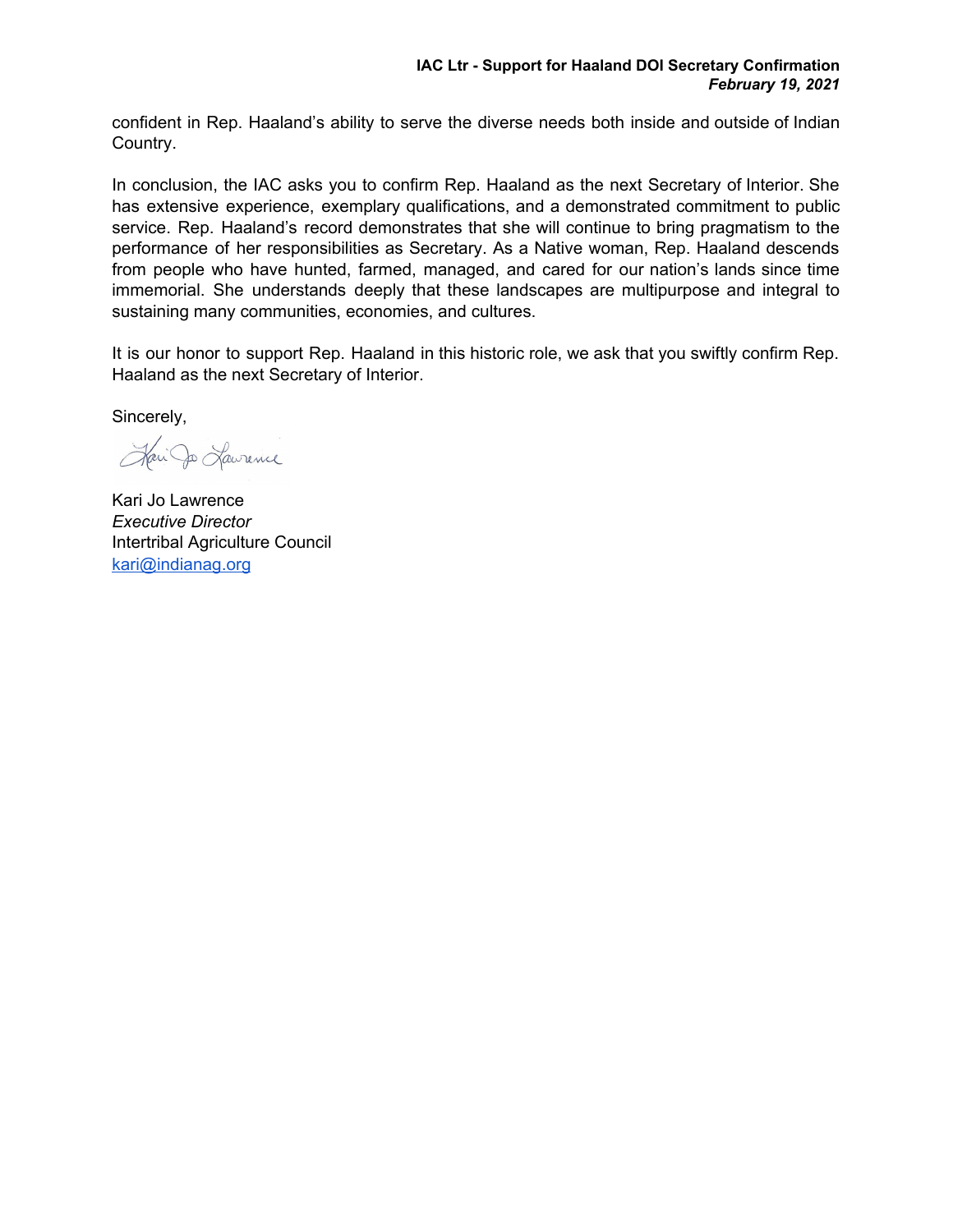confident in Rep. Haaland's ability to serve the diverse needs both inside and outside of Indian Country.

In conclusion, the IAC asks you to confirm Rep. Haaland as the next Secretary of Interior. She has extensive experience, exemplary qualifications, and a demonstrated commitment to public service. Rep. Haaland's record demonstrates that she will continue to bring pragmatism to the performance of her responsibilities as Secretary. As a Native woman, Rep. Haaland descends from people who have hunted, farmed, managed, and cared for our nation's lands since time immemorial. She understands deeply that these landscapes are multipurpose and integral to sustaining many communities, economies, and cultures.

It is our honor to support Rep. Haaland in this historic role, we ask that you swiftly confirm Rep. Haaland as the next Secretary of Interior.

Sincerely,

Kari Jo Lawrence
*Executive Director*
Intertribal Agriculture Council
kari@indianag.org